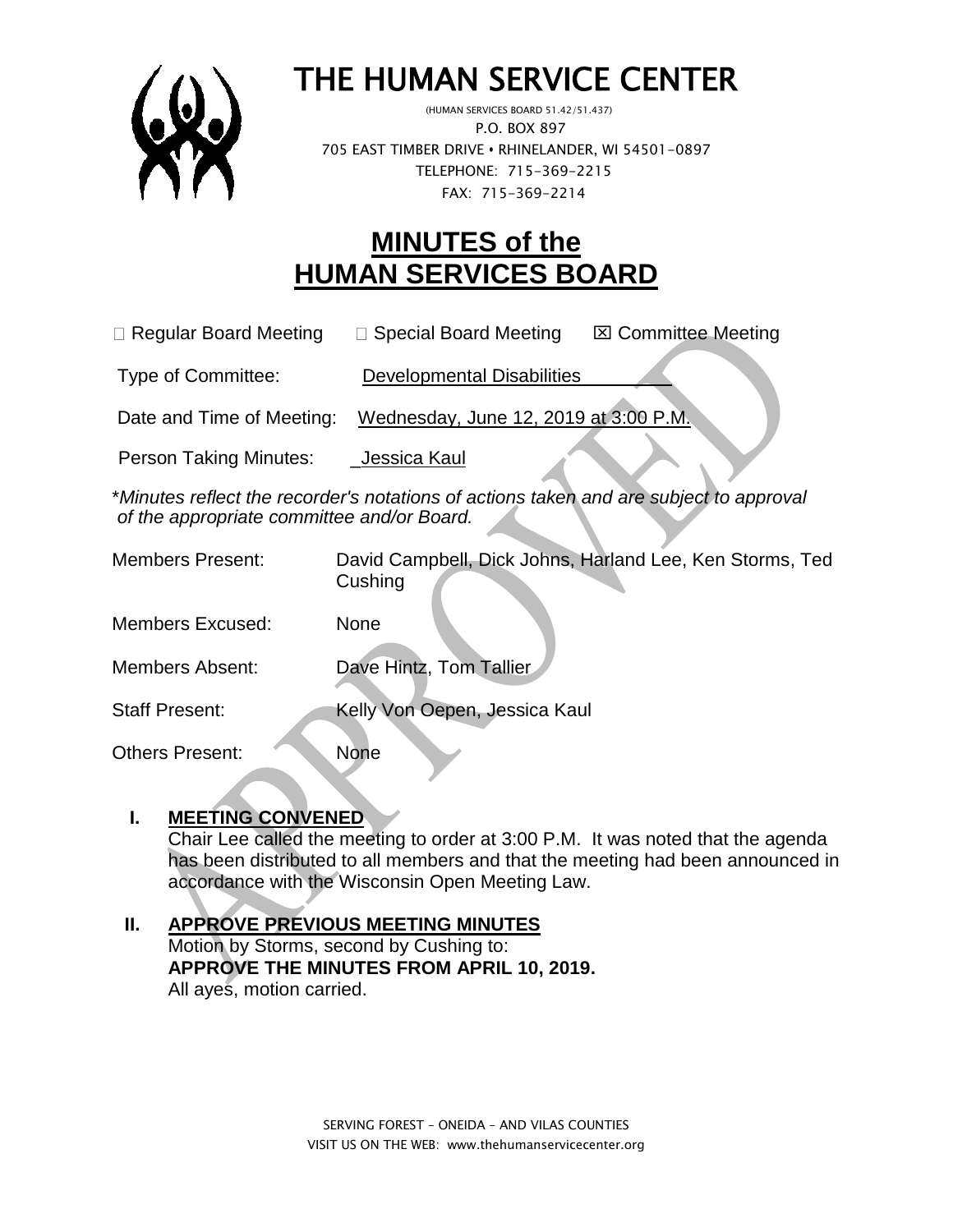# THE HUMAN SERVICE CENTER

(HUMAN SERVICES BOARD 51.42/51.437)
P.O. BOX 897
705 EAST TIMBER DRIVE • RHINELANDER, WI 54501-0897
TELEPHONE: 715-369-2215
FAX: 715-369-2214

## MINUTES of the HUMAN SERVICES BOARD

☐ Regular Board Meeting ☐ Special Board Meeting ☒ Committee Meeting

Type of Committee: Developmental Disabilities

Date and Time of Meeting: Wednesday, June 12, 2019 at 3:00 P.M.

Person Taking Minutes: Jessica Kaul

*\*Minutes reflect the recorder's notations of actions taken and are subject to approval of the appropriate committee and/or Board.*

Members Present: David Campbell, Dick Johns, Harland Lee, Ken Storms, Ted Cushing

Members Excused: None

Members Absent: Dave Hintz, Tom Tallier

Staff Present: Kelly Von Oepen, Jessica Kaul

Others Present: None

**I. MEETING CONVENED**

Chair Lee called the meeting to order at 3:00 P.M. It was noted that the agenda has been distributed to all members and that the meeting had been announced in accordance with the Wisconsin Open Meeting Law.

**II. APPROVE PREVIOUS MEETING MINUTES**

Motion by Storms, second by Cushing to:
**APPROVE THE MINUTES FROM APRIL 10, 2019.**
All ayes, motion carried.

SERVING FOREST – ONEIDA – AND VILAS COUNTIES
VISIT US ON THE WEB: www.thehumanservicecenter.org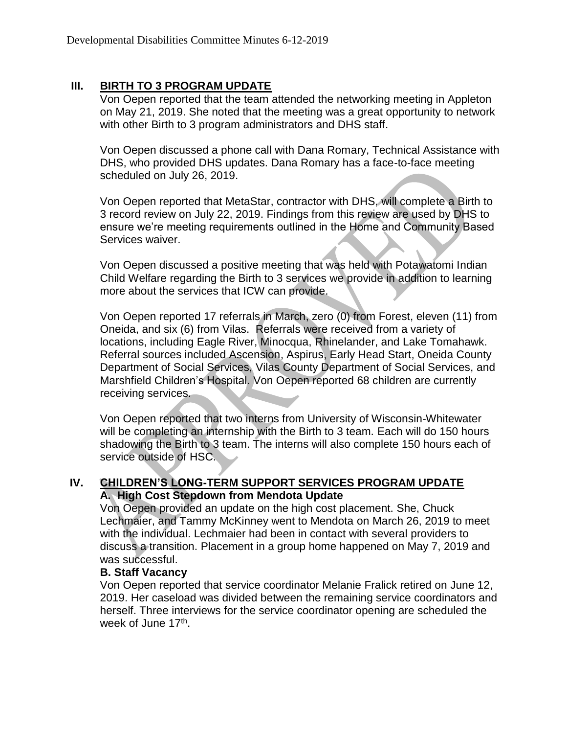## III. BIRTH TO 3 PROGRAM UPDATE

Von Oepen reported that the team attended the networking meeting in Appleton on May 21, 2019. She noted that the meeting was a great opportunity to network with other Birth to 3 program administrators and DHS staff.

Von Oepen discussed a phone call with Dana Romary, Technical Assistance with DHS, who provided DHS updates. Dana Romary has a face-to-face meeting scheduled on July 26, 2019.

Von Oepen reported that MetaStar, contractor with DHS, will complete a Birth to 3 record review on July 22, 2019. Findings from this review are used by DHS to ensure we're meeting requirements outlined in the Home and Community Based Services waiver.

Von Oepen discussed a positive meeting that was held with Potawatomi Indian Child Welfare regarding the Birth to 3 services we provide in addition to learning more about the services that ICW can provide.

Von Oepen reported 17 referrals in March, zero (0) from Forest, eleven (11) from Oneida, and six (6) from Vilas. Referrals were received from a variety of locations, including Eagle River, Minocqua, Rhinelander, and Lake Tomahawk. Referral sources included Ascension, Aspirus, Early Head Start, Oneida County Department of Social Services, Vilas County Department of Social Services, and Marshfield Children's Hospital. Von Oepen reported 68 children are currently receiving services.

Von Oepen reported that two interns from University of Wisconsin-Whitewater will be completing an internship with the Birth to 3 team. Each will do 150 hours shadowing the Birth to 3 team. The interns will also complete 150 hours each of service outside of HSC.

## IV. CHILDREN'S LONG-TERM SUPPORT SERVICES PROGRAM UPDATE

### A. High Cost Stepdown from Mendota Update

Von Oepen provided an update on the high cost placement. She, Chuck Lechmaier, and Tammy McKinney went to Mendota on March 26, 2019 to meet with the individual. Lechmaier had been in contact with several providers to discuss a transition. Placement in a group home happened on May 7, 2019 and was successful.

### B. Staff Vacancy

Von Oepen reported that service coordinator Melanie Fralick retired on June 12, 2019. Her caseload was divided between the remaining service coordinators and herself. Three interviews for the service coordinator opening are scheduled the week of June 17th.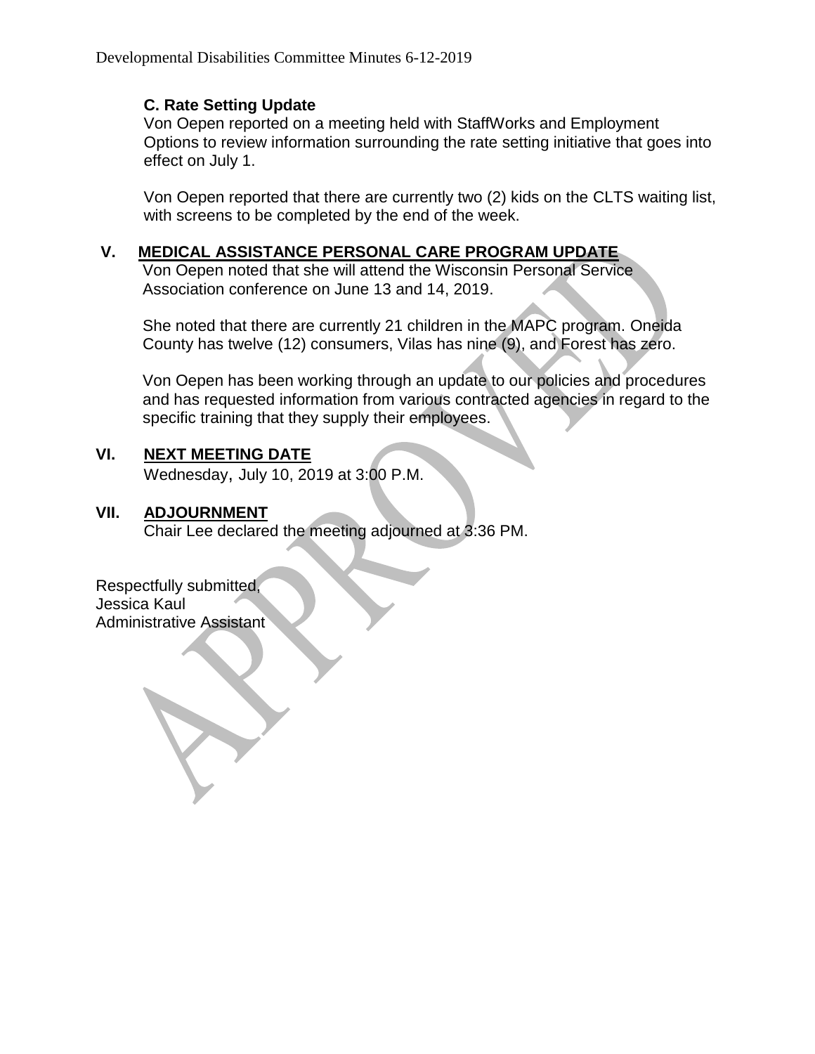### C. Rate Setting Update

Von Oepen reported on a meeting held with StaffWorks and Employment Options to review information surrounding the rate setting initiative that goes into effect on July 1.

Von Oepen reported that there are currently two (2) kids on the CLTS waiting list, with screens to be completed by the end of the week.

## V. MEDICAL ASSISTANCE PERSONAL CARE PROGRAM UPDATE

Von Oepen noted that she will attend the Wisconsin Personal Service Association conference on June 13 and 14, 2019.

She noted that there are currently 21 children in the MAPC program. Oneida County has twelve (12) consumers, Vilas has nine (9), and Forest has zero.

Von Oepen has been working through an update to our policies and procedures and has requested information from various contracted agencies in regard to the specific training that they supply their employees.

## VI. NEXT MEETING DATE

Wednesday, July 10, 2019 at 3:00 P.M.

## VII. ADJOURNMENT

Chair Lee declared the meeting adjourned at 3:36 PM.

Respectfully submitted,
Jessica Kaul
Administrative Assistant

APPROVED